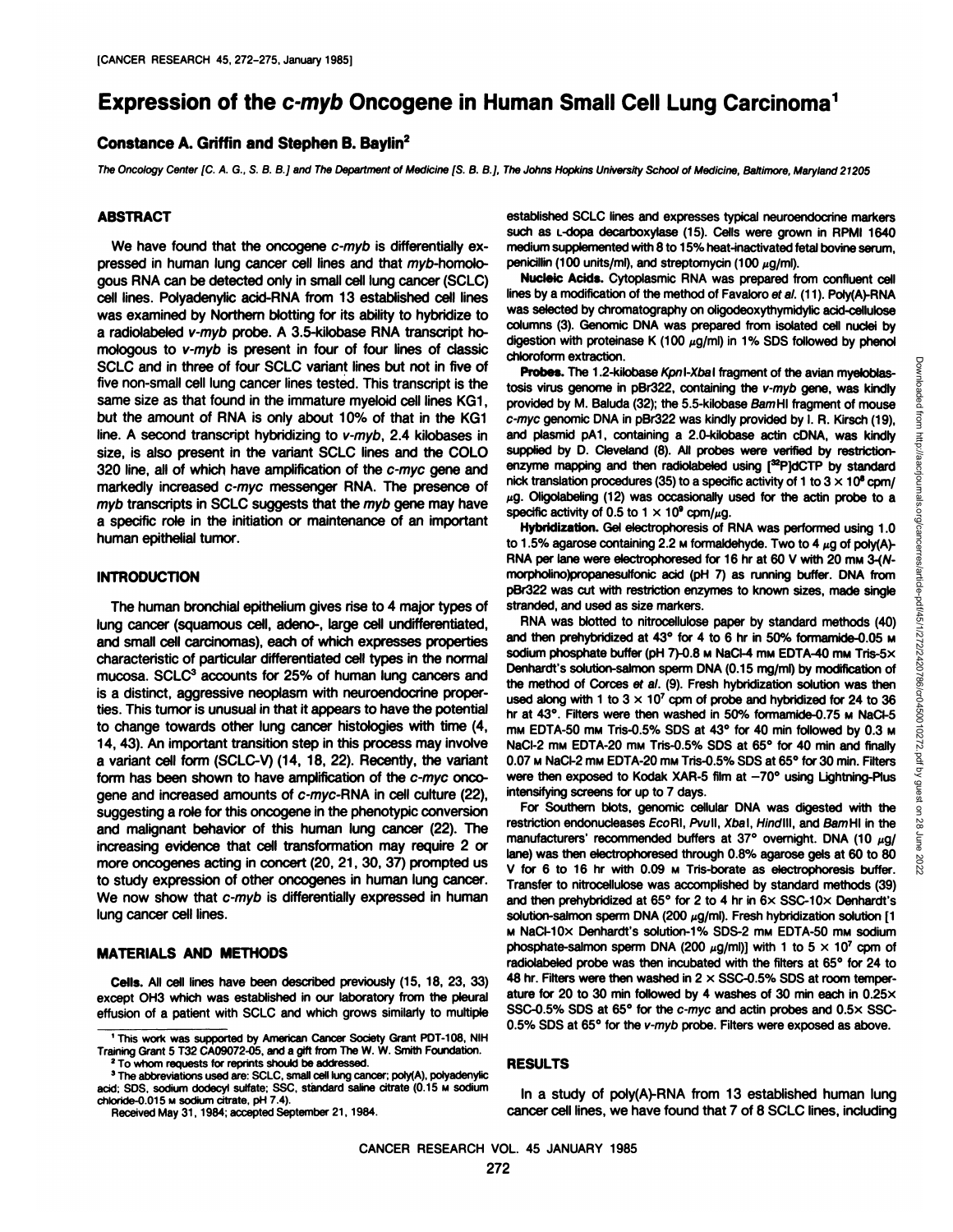# Expression of the c-*myb* Oncogene in Human Small Cell Lung Carcinoma[1]

**Constance A. Griffin and Stephen B. Baylin[2]**

*The Oncology Center [C. A. G., S. B. B.] and The Department of Medicine [S. B. B.], The Johns Hopkins University School of Medicine, Baltimore, Maryland 21205*

## ABSTRACT

We have found that the oncogene c-*myb* is differentially expressed in human lung cancer cell lines and that *myb*-homologous RNA can be detected only in small cell lung cancer (SCLC) cell lines. Polyadenylic acid-RNA from 13 established cell lines was examined by Northern blotting for its ability to hybridize to a radiolabeled v-*myb* probe. A 3.5-kilobase RNA transcript homologous to v-*myb* is present in four of four lines of classic SCLC and in three of four SCLC variant lines but not in five of five non-small cell lung cancer lines tested. This transcript is the same size as that found in the immature myeloid cell lines KG1, but the amount of RNA is only about 10% of that in the KG1 line. A second transcript hybridizing to v-*myb*, 2.4 kilobases in size, is also present in the variant SCLC lines and the COLO 320 line, all of which have amplification of the c-*myc* gene and markedly increased c-*myc* messenger RNA. The presence of *myb* transcripts in SCLC suggests that the *myb* gene may have a specific role in the initiation or maintenance of an important human epithelial tumor.

## INTRODUCTION

The human bronchial epithelium gives rise to 4 major types of lung cancer (squamous cell, adeno-, large cell undifferentiated, and small cell carcinomas), each of which expresses properties characteristic of particular differentiated cell types in the normal mucosa. SCLC[3] accounts for 25% of human lung cancers and is a distinct, aggressive neoplasm with neuroendocrine properties. This tumor is unusual in that it appears to have the potential to change towards other lung cancer histologies with time (4, 14, 43). An important transition step in this process may involve a variant cell form (SCLC-V) (14, 18, 22). Recently, the variant form has been shown to have amplification of the c-*myc* oncogene and increased amounts of c-*myc*-RNA in cell culture (22), suggesting a role for this oncogene in the phenotypic conversion and malignant behavior of this human lung cancer (22). The increasing evidence that cell transformation may require 2 or more oncogenes acting in concert (20, 21, 30, 37) prompted us to study expression of other oncogenes in human lung cancer. We now show that c-*myb* is differentially expressed in human lung cancer cell lines.

## MATERIALS AND METHODS

**Cells.** All cell lines have been described previously (15, 18, 23, 33) except OH3 which was established in our laboratory from the pleural effusion of a patient with SCLC and which grows similarly to multiple established SCLC lines and expresses typical neuroendocrine markers such as L-dopa decarboxylase (15). Cells were grown in RPMI 1640 medium supplemented with 8 to 15% heat-inactivated fetal bovine serum, penicillin (100 units/ml), and streptomycin (100 μg/ml).

**Nucleic Acids.** Cytoplasmic RNA was prepared from confluent cell lines by a modification of the method of Favaloro *et al.* (11). Poly(A)-RNA was selected by chromatography on oligodeoxythymidylic acid-cellulose columns (3). Genomic DNA was prepared from isolated cell nuclei by digestion with proteinase K (100 μg/ml) in 1% SDS followed by phenol chloroform extraction.

**Probes.** The 1.2-kilobase *Kpn*I-*Xba*I fragment of the avian myeloblastosis virus genome in pBr322, containing the v-*myb* gene, was kindly provided by M. Baluda (32); the 5.5-kilobase *Bam*HI fragment of mouse c-*myc* genomic DNA in pBr322 was kindly provided by I. R. Kirsch (19), and plasmid pA1, containing a 2.0-kilobase actin cDNA, was kindly supplied by D. Cleveland (8). All probes were verified by restriction-enzyme mapping and then radiolabeled using [$^{32}$P]dCTP by standard nick translation procedures (35) to a specific activity of 1 to $3 \times 10^8$ cpm/μg. Oligolabeling (12) was occasionally used for the actin probe to a specific activity of 0.5 to $1 \times 10^9$ cpm/μg.

**Hybridization.** Gel electrophoresis of RNA was performed using 1.0 to 1.5% agarose containing 2.2 M formaldehyde. Two to 4 μg of poly(A)-RNA per lane were electrophoresed for 16 hr at 60 V with 20 mM 3-(*N*-morpholino)propanesulfonic acid (pH 7) as running buffer. DNA from pBr322 was cut with restriction enzymes to known sizes, made single stranded, and used as size markers.

RNA was blotted to nitrocellulose paper by standard methods (40) and then prehybridized at 43° for 4 to 6 hr in 50% formamide-0.05 M sodium phosphate buffer (pH 7)-0.8 M NaCl-4 mM EDTA-40 mM Tris-5× Denhardt's solution-salmon sperm DNA (0.15 mg/ml) by modification of the method of Corces *et al.* (9). Fresh hybridization solution was then used along with 1 to $3 \times 10^7$ cpm of probe and hybridized for 24 to 36 hr at 43°. Filters were then washed in 50% formamide-0.75 M NaCl-5 mM EDTA-50 mM Tris-0.5% SDS at 43° for 40 min followed by 0.3 M NaCl-2 mM EDTA-20 mM Tris-0.5% SDS at 65° for 40 min and finally 0.07 M NaCl-2 mM EDTA-20 mM Tris-0.5% SDS at 65° for 30 min. Filters were then exposed to Kodak XAR-5 film at −70° using Lightning-Plus intensifying screens for up to 7 days.

For Southern blots, genomic cellular DNA was digested with the restriction endonucleases *Eco*RI, *Pvu*II, *Xba*I, *Hin*dIII, and *Bam*HI in the manufacturers' recommended buffers at 37° overnight. DNA (10 μg/lane) was then electrophoresed through 0.8% agarose gels at 60 to 80 V for 6 to 16 hr with 0.09 M Tris-borate as electrophoresis buffer. Transfer to nitrocellulose was accomplished by standard methods (39) and then prehybridized at 65° for 2 to 4 hr in 6× SSC-10× Denhardt's solution-salmon sperm DNA (200 μg/ml). Fresh hybridization solution [1 M NaCl-10× Denhardt's solution-1% SDS-2 mM EDTA-50 mM sodium phosphate-salmon sperm DNA (200 μg/ml)] with 1 to $5 \times 10^7$ cpm of radiolabeled probe was then incubated with the filters at 65° for 24 to 48 hr. Filters were then washed in 2 × SSC-0.5% SDS at room temperature for 20 to 30 min followed by 4 washes of 30 min each in 0.25× SSC-0.5% SDS at 65° for the c-*myc* and actin probes and 0.5× SSC-0.5% SDS at 65° for the v-*myb* probe. Filters were exposed as above.

## RESULTS

In a study of poly(A)-RNA from 13 established human lung cancer cell lines, we have found that 7 of 8 SCLC lines, including

---

[1] This work was supported by American Cancer Society Grant PDT-108, NIH Training Grant 5 T32 CA09072-05, and a gift from The W. W. Smith Foundation.

[2] To whom requests for reprints should be addressed.

[3] The abbreviations used are: SCLC, small cell lung cancer; poly(A), polyadenylic acid; SDS, sodium dodecyl sulfate; SSC, standard saline citrate (0.15 M sodium chloride-0.015 M sodium citrate, pH 7.4).

Received May 31, 1984; accepted September 21, 1984.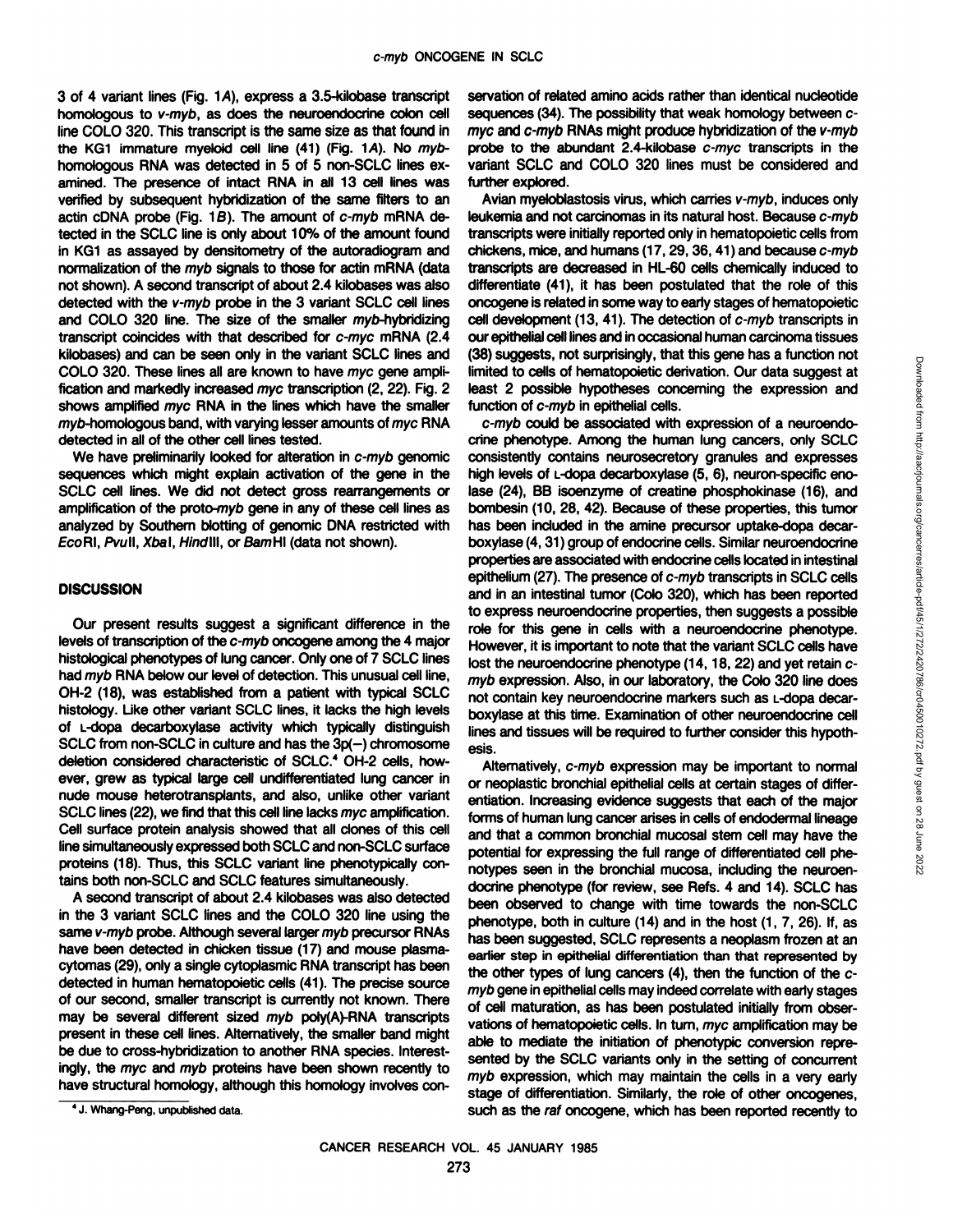3 of 4 variant lines (Fig. 1*A*), express a 3.5-kilobase transcript homologous to *v-myb*, as does the neuroendocrine colon cell line COLO 320. This transcript is the same size as that found in the KG1 immature myeloid cell line (41) (Fig. 1*A*). No *myb*-homologous RNA was detected in 5 of 5 non-SCLC lines examined. The presence of intact RNA in all 13 cell lines was verified by subsequent hybridization of the same filters to an actin cDNA probe (Fig. 1*B*). The amount of *c-myb* mRNA detected in the SCLC line is only about 10% of the amount found in KG1 as assayed by densitometry of the autoradiogram and normalization of the *myb* signals to those for actin mRNA (data not shown). A second transcript of about 2.4 kilobases was also detected with the *v-myb* probe in the 3 variant SCLC cell lines and COLO 320 line. The size of the smaller *myb*-hybridizing transcript coincides with that described for *c-myc* mRNA (2.4 kilobases) and can be seen only in the variant SCLC lines and COLO 320. These lines all are known to have *myc* gene amplification and markedly increased *myc* transcription (2, 22). Fig. 2 shows amplified *myc* RNA in the lines which have the smaller *myb*-homologous band, with varying lesser amounts of *myc* RNA detected in all of the other cell lines tested.

We have preliminarily looked for alteration in *c-myb* genomic sequences which might explain activation of the gene in the SCLC cell lines. We did not detect gross rearrangements or amplification of the proto-*myb* gene in any of these cell lines as analyzed by Southern blotting of genomic DNA restricted with *Eco*RI, *Pvu*II, *Xba*I, *Hin*dIII, or *Bam*HI (data not shown).

## DISCUSSION

Our present results suggest a significant difference in the levels of transcription of the *c-myb* oncogene among the 4 major histological phenotypes of lung cancer. Only one of 7 SCLC lines had *myb* RNA below our level of detection. This unusual cell line, OH-2 (18), was established from a patient with typical SCLC histology. Like other variant SCLC lines, it lacks the high levels of L-dopa decarboxylase activity which typically distinguish SCLC from non-SCLC in culture and has the 3p(−) chromosome deletion considered characteristic of SCLC.[4] OH-2 cells, however, grew as typical large cell undifferentiated lung cancer in nude mouse heterotransplants, and also, unlike other variant SCLC lines (22), we find that this cell line lacks *myc* amplification. Cell surface protein analysis showed that all clones of this cell line simultaneously expressed both SCLC and non-SCLC surface proteins (18). Thus, this SCLC variant line phenotypically contains both non-SCLC and SCLC features simultaneously.

A second transcript of about 2.4 kilobases was also detected in the 3 variant SCLC lines and the COLO 320 line using the same *v-myb* probe. Although several larger *myb* precursor RNAs have been detected in chicken tissue (17) and mouse plasmacytomas (29), only a single cytoplasmic RNA transcript has been detected in human hematopoietic cells (41). The precise source of our second, smaller transcript is currently not known. There may be several different sized *myb* poly(A)-RNA transcripts present in these cell lines. Alternatively, the smaller band might be due to cross-hybridization to another RNA species. Interestingly, the *myc* and *myb* proteins have been shown recently to have structural homology, although this homology involves conservation of related amino acids rather than identical nucleotide sequences (34). The possibility that weak homology between *c-myc* and *c-myb* RNAs might produce hybridization of the *v-myb* probe to the abundant 2.4-kilobase *c-myc* transcripts in the variant SCLC and COLO 320 lines must be considered and further explored.

Avian myeloblastosis virus, which carries *v-myb*, induces only leukemia and not carcinomas in its natural host. Because *c-myb* transcripts were initially reported only in hematopoietic cells from chickens, mice, and humans (17, 29, 36, 41) and because *c-myb* transcripts are decreased in HL-60 cells chemically induced to differentiate (41), it has been postulated that the role of this oncogene is related in some way to early stages of hematopoietic cell development (13, 41). The detection of *c-myb* transcripts in our epithelial cell lines and in occasional human carcinoma tissues (38) suggests, not surprisingly, that this gene has a function not limited to cells of hematopoietic derivation. Our data suggest at least 2 possible hypotheses concerning the expression and function of *c-myb* in epithelial cells.

*c-myb* could be associated with expression of a neuroendocrine phenotype. Among the human lung cancers, only SCLC consistently contains neurosecretory granules and expresses high levels of L-dopa decarboxylase (5, 6), neuron-specific enolase (24), BB isoenzyme of creatine phosphokinase (16), and bombesin (10, 28, 42). Because of these properties, this tumor has been included in the amine precursor uptake-dopa decarboxylase (4, 31) group of endocrine cells. Similar neuroendocrine properties are associated with endocrine cells located in intestinal epithelium (27). The presence of *c-myb* transcripts in SCLC cells and in an intestinal tumor (Colo 320), which has been reported to express neuroendocrine properties, then suggests a possible role for this gene in cells with a neuroendocrine phenotype. However, it is important to note that the variant SCLC cells have lost the neuroendocrine phenotype (14, 18, 22) and yet retain *c-myb* expression. Also, in our laboratory, the Colo 320 line does not contain key neuroendocrine markers such as L-dopa decarboxylase at this time. Examination of other neuroendocrine cell lines and tissues will be required to further consider this hypothesis.

Alternatively, *c-myb* expression may be important to normal or neoplastic bronchial epithelial cells at certain stages of differentiation. Increasing evidence suggests that each of the major forms of human lung cancer arises in cells of endodermal lineage and that a common bronchial mucosal stem cell may have the potential for expressing the full range of differentiated cell phenotypes seen in the bronchial mucosa, including the neuroendocrine phenotype (for review, see Refs. 4 and 14). SCLC has been observed to change with time towards the non-SCLC phenotype, both in culture (14) and in the host (1, 7, 26). If, as has been suggested, SCLC represents a neoplasm frozen at an earlier step in epithelial differentiation than that represented by the other types of lung cancers (4), then the function of the *c-myb* gene in epithelial cells may indeed correlate with early stages of cell maturation, as has been postulated initially from observations of hematopoietic cells. In turn, *myc* amplification may be able to mediate the initiation of phenotypic conversion represented by the SCLC variants only in the setting of concurrent *myb* expression, which may maintain the cells in a very early stage of differentiation. Similarly, the role of other oncogenes, such as the *raf* oncogene, which has been reported recently to

[4] J. Whang-Peng, unpublished data.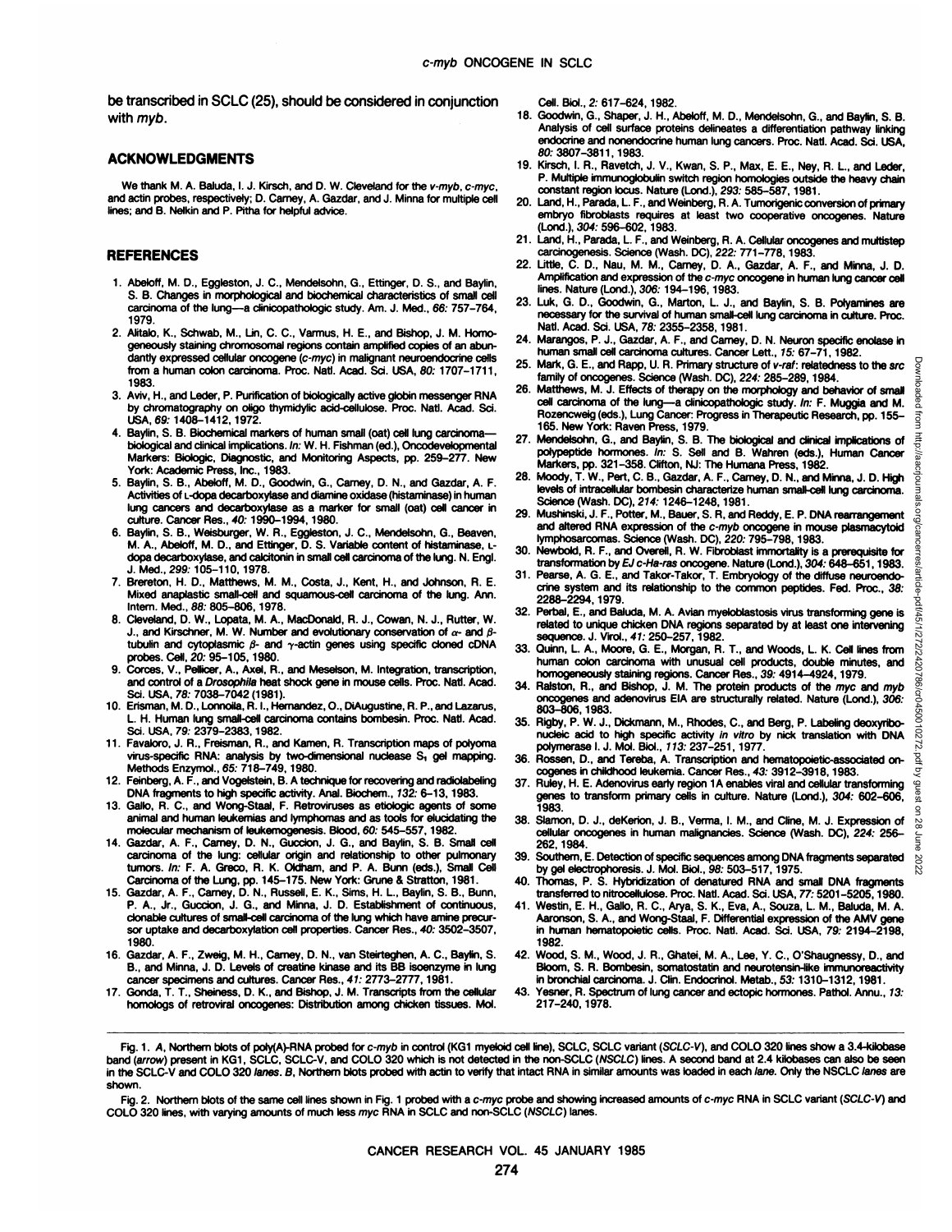be transcribed in SCLC (25), should be considered in conjunction with *myb*.

## ACKNOWLEDGMENTS

We thank M. A. Baluda, I. J. Kirsch, and D. W. Cleveland for the *v-myb*, *c-myc*, and actin probes, respectively; D. Carney, A. Gazdar, and J. Minna for multiple cell lines; and B. Nelkin and P. Pitha for helpful advice.

## REFERENCES

1. Abeloff, M. D., Eggleston, J. C., Mendelsohn, G., Ettinger, D. S., and Baylin, S. B. Changes in morphological and biochemical characteristics of small cell carcinoma of the lung—a clinicopathologic study. Am. J. Med., *66:* 757–764, 1979.
2. Alitalo, K., Schwab, M., Lin, C. C., Varmus, H. E., and Bishop, J. M. Homogeneously staining chromosomal regions contain amplified copies of an abundantly expressed cellular oncogene (*c-myc*) in malignant neuroendocrine cells from a human colon carcinoma. Proc. Natl. Acad. Sci. USA, *80:* 1707–1711, 1983.
3. Aviv, H., and Leder, P. Purification of biologically active globin messenger RNA by chromatography on oligo thymidylic acid-cellulose. Proc. Natl. Acad. Sci. USA, *69:* 1408–1412, 1972.
4. Baylin, S. B. Biochemical markers of human small (oat) cell lung carcinoma—biological and clinical implications. *In:* W. H. Fishman (ed.), Oncodevelopmental Markers: Biologic, Diagnostic, and Monitoring Aspects, pp. 259–277. New York: Academic Press, Inc., 1983.
5. Baylin, S. B., Abeloff, M. D., Goodwin, G., Carney, D. N., and Gazdar, A. F. Activities of L-dopa decarboxylase and diamine oxidase (histaminase) in human lung cancers and decarboxylase as a marker for small (oat) cell cancer in culture. Cancer Res., *40:* 1990–1994, 1980.
6. Baylin, S. B., Weisburger, W. R., Eggleston, J. C., Mendelsohn, G., Beaven, M. A., Abeloff, M. D., and Ettinger, D. S. Variable content of histaminase, L-dopa decarboxylase, and calcitonin in small cell carcinoma of the lung. N. Engl. J. Med., *299:* 105–110, 1978.
7. Brereton, H. D., Matthews, M. M., Costa, J., Kent, H., and Johnson, R. E. Mixed anaplastic small-cell and squamous-cell carcinoma of the lung. Ann. Intern. Med., *88:* 805–806, 1978.
8. Cleveland, D. W., Lopata, M. A., MacDonald, R. J., Cowan, N. J., Rutter, W. J., and Kirschner, M. W. Number and evolutionary conservation of α- and β-tubulin and cytoplasmic β- and γ-actin genes using specific cloned cDNA probes. Cell, *20:* 95–105, 1980.
9. Corces, V., Pellicer, A., Axel, R., and Meselson, M. Integration, transcription, and control of a *Drosophila* heat shock gene in mouse cells. Proc. Natl. Acad. Sci. USA, *78:* 7038–7042 (1981).
10. Erisman, M. D., Lonnoila, R. I., Hernandez, O., DiAugustine, R. P., and Lazarus, L. H. Human lung small-cell carcinoma contains bombesin. Proc. Natl. Acad. Sci. USA, *79:* 2379–2383, 1982.
11. Favaloro, J. R., Freisman, R., and Kamen, R. Transcription maps of polyoma virus-specific RNA: analysis by two-dimensional nuclease $S_1$ gel mapping. Methods Enzymol., *65:* 718–749, 1980.
12. Feinberg, A. F., and Vogelstein, B. A technique for recovering and radiolabeling DNA fragments to high specific activity. Anal. Biochem., *132:* 6–13, 1983.
13. Gallo, R. C., and Wong-Staal, F. Retroviruses as etiologic agents of some animal and human leukemias and lymphomas and as tools for elucidating the molecular mechanism of leukemogenesis. Blood, *60:* 545–557, 1982.
14. Gazdar, A. F., Carney, D. N., Guccion, J. G., and Baylin, S. B. Small cell carcinoma of the lung: cellular origin and relationship to other pulmonary tumors. *In:* F. A. Greco, R. K. Oldham, and P. A. Bunn (eds.), Small Cell Carcinoma of the Lung, pp. 145–175. New York: Grune & Stratton, 1981.
15. Gazdar, A. F., Carney, D. N., Russell, E. K., Sims, H. L., Baylin, S. B., Bunn, P. A., Jr., Guccion, J. G., and Minna, J. D. Establishment of continuous, clonable cultures of small-cell carcinoma of the lung which have amine precursor uptake and decarboxylation cell properties. Cancer Res., *40:* 3502–3507, 1980.
16. Gazdar, A. F., Zweig, M. H., Carney, D. N., van Steirteghen, A. C., Baylin, S. B., and Minna, J. D. Levels of creatine kinase and its BB isoenzyme in lung cancer specimens and cultures. Cancer Res., *41:* 2773–2777, 1981.
17. Gonda, T. T., Sheiness, D. K., and Bishop, J. M. Transcripts from the cellular homologs of retroviral oncogenes: Distribution among chicken tissues. Mol. Cell. Biol., *2:* 617–624, 1982.
18. Goodwin, G., Shaper, J. H., Abeloff, M. D., Mendelsohn, G., and Baylin, S. B. Analysis of cell surface proteins delineates a differentiation pathway linking endocrine and nonendocrine human lung cancers. Proc. Natl. Acad. Sci. USA, *80:* 3807–3811, 1983.
19. Kirsch, I. R., Ravetch, J. V., Kwan, S. P., Max, E. E., Ney, R. L., and Leder, P. Multiple immunoglobulin switch region homologies outside the heavy chain constant region locus. Nature (Lond.), *293:* 585–587, 1981.
20. Land, H., Parada, L. F., and Weinberg, R. A. Tumorigenic conversion of primary embryo fibroblasts requires at least two cooperative oncogenes. Nature (Lond.), *304:* 596–602, 1983.
21. Land, H., Parada, L. F., and Weinberg, R. A. Cellular oncogenes and multistep carcinogenesis. Science (Wash. DC), *222:* 771–778, 1983.
22. Little, C. D., Nau, M. M., Carney, D. A., Gazdar, A. F., and Minna, J. D. Amplification and expression of the *c-myc* oncogene in human lung cancer cell lines. Nature (Lond.), *306:* 194–196, 1983.
23. Luk, G. D., Goodwin, G., Marton, L. J., and Baylin, S. B. Polyamines are necessary for the survival of human small-cell lung carcinoma in culture. Proc. Natl. Acad. Sci. USA, *78:* 2355–2358, 1981.
24. Marangos, P. J., Gazdar, A. F., and Carney, D. N. Neuron specific enolase in human small cell carcinoma cultures. Cancer Lett., *15:* 67–71, 1982.
25. Mark, G. E., and Rapp, U. R. Primary structure of *v-raf*: relatedness to the *src* family of oncogenes. Science (Wash. DC), *224:* 285–289, 1984.
26. Matthews, M. J. Effects of therapy on the morphology and behavior of small cell carcinoma of the lung—a clinicopathologic study. *In:* F. Muggia and M. Rozencweig (eds.), Lung Cancer: Progress in Therapeutic Research, pp. 155–165. New York: Raven Press, 1979.
27. Mendelsohn, G., and Baylin, S. B. The biological and clinical implications of polypeptide hormones. *In:* S. Sell and B. Wahren (eds.), Human Cancer Markers, pp. 321–358. Clifton, NJ: The Humana Press, 1982.
28. Moody, T. W., Pert, C. B., Gazdar, A. F., Carney, D. N., and Minna, J. D. High levels of intracellular bombesin characterize human small-cell lung carcinoma. Science (Wash. DC), *214:* 1246–1248, 1981.
29. Mushinski, J. F., Potter, M., Bauer, S. R, and Reddy, E. P. DNA rearrangement and altered RNA expression of the *c-myb* oncogene in mouse plasmacytoid lymphosarcomas. Science (Wash. DC), *220:* 795–798, 1983.
30. Newbold, R. F., and Overell, R. W. Fibroblast immortality is a prerequisite for transformation by *EJ c-Ha-ras* oncogene. Nature (Lond.), *304:* 648–651, 1983.
31. Pearse, A. G. E., and Takor-Takor, T. Embryology of the diffuse neuroendocrine system and its relationship to the common peptides. Fed. Proc., *38:* 2288–2294, 1979.
32. Perbal, E., and Baluda, M. A. Avian myeloblastosis virus transforming gene is related to unique chicken DNA regions separated by at least one intervening sequence. J. Virol., *41:* 250–257, 1982.
33. Quinn, L. A., Moore, G. E., Morgan, R. T., and Woods, L. K. Cell lines from human colon carcinoma with unusual cell products, double minutes, and homogeneously staining regions. Cancer Res., *39:* 4914–4924, 1979.
34. Ralston, R., and Bishop, J. M. The protein products of the *myc* and *myb* oncogenes and adenovirus EIA are structurally related. Nature (Lond.), *306:* 803–806, 1983.
35. Rigby, P. W. J., Dickmann, M., Rhodes, C., and Berg, P. Labeling deoxyribonucleic acid to high specific activity *in vitro* by nick translation with DNA polymerase I. J. Mol. Biol., *113:* 237–251, 1977.
36. Rossen, D., and Tereba, A. Transcription and hematopoietic-associated oncogenes in childhood leukemia. Cancer Res., *43:* 3912–3918, 1983.
37. Ruley, H. E. Adenovirus early region 1A enables viral and cellular transforming genes to transform primary cells in culture. Nature (Lond.), *304:* 602–606, 1983.
38. Slamon, D. J., deKerion, J. B., Verma, I. M., and Cline, M. J. Expression of cellular oncogenes in human malignancies. Science (Wash. DC), *224:* 256–262, 1984.
39. Southern, E. Detection of specific sequences among DNA fragments separated by gel electrophoresis. J. Mol. Biol., *98:* 503–517, 1975.
40. Thomas, P. S. Hybridization of denatured RNA and small DNA fragments transferred to nitrocellulose. Proc. Natl. Acad. Sci. USA, *77:* 5201–5205, 1980.
41. Westin, E. H., Gallo, R. C., Arya, S. K., Eva, A., Souza, L. M., Baluda, M. A. Aaronson, S. A., and Wong-Staal, F. Differential expression of the AMV gene in human hematopoietic cells. Proc. Natl. Acad. Sci. USA, *79:* 2194–2198, 1982.
42. Wood, S. M., Wood, J. R., Ghatei, M. A., Lee, Y. C., O'Shaugnessy, D., and Bloom, S. R. Bombesin, somatostatin and neurotensin-like immunoreactivity in bronchial carcinoma. J. Clin. Endocrinol. Metab., *53:* 1310–1312, 1981.
43. Yesner, R. Spectrum of lung cancer and ectopic hormones. Pathol. Annu., *13:* 217–240, 1978.

Fig. 1. *A*, Northern blots of poly(A)-RNA probed for *c-myb* in control (KG1 myeloid cell line), SCLC, SCLC variant (*SCLC-V*), and COLO 320 lines show a 3.4-kilobase band (*arrow*) present in KG1, SCLC, SCLC-V, and COLO 320 which is not detected in the non-SCLC (*NSCLC*) lines. A second band at 2.4 kilobases can also be seen in the SCLC-V and COLO 320 *lanes*. *B*, Northern blots probed with actin to verify that intact RNA in similar amounts was loaded in each *lane*. Only the NSCLC *lanes* are shown.

Fig. 2. Northern blots of the same cell lines shown in Fig. 1 probed with a *c-myc* probe and showing increased amounts of *c-myc* RNA in SCLC variant (*SCLC-V*) and COLO 320 lines, with varying amounts of much less *myc* RNA in SCLC and non-SCLC (*NSCLC*) lanes.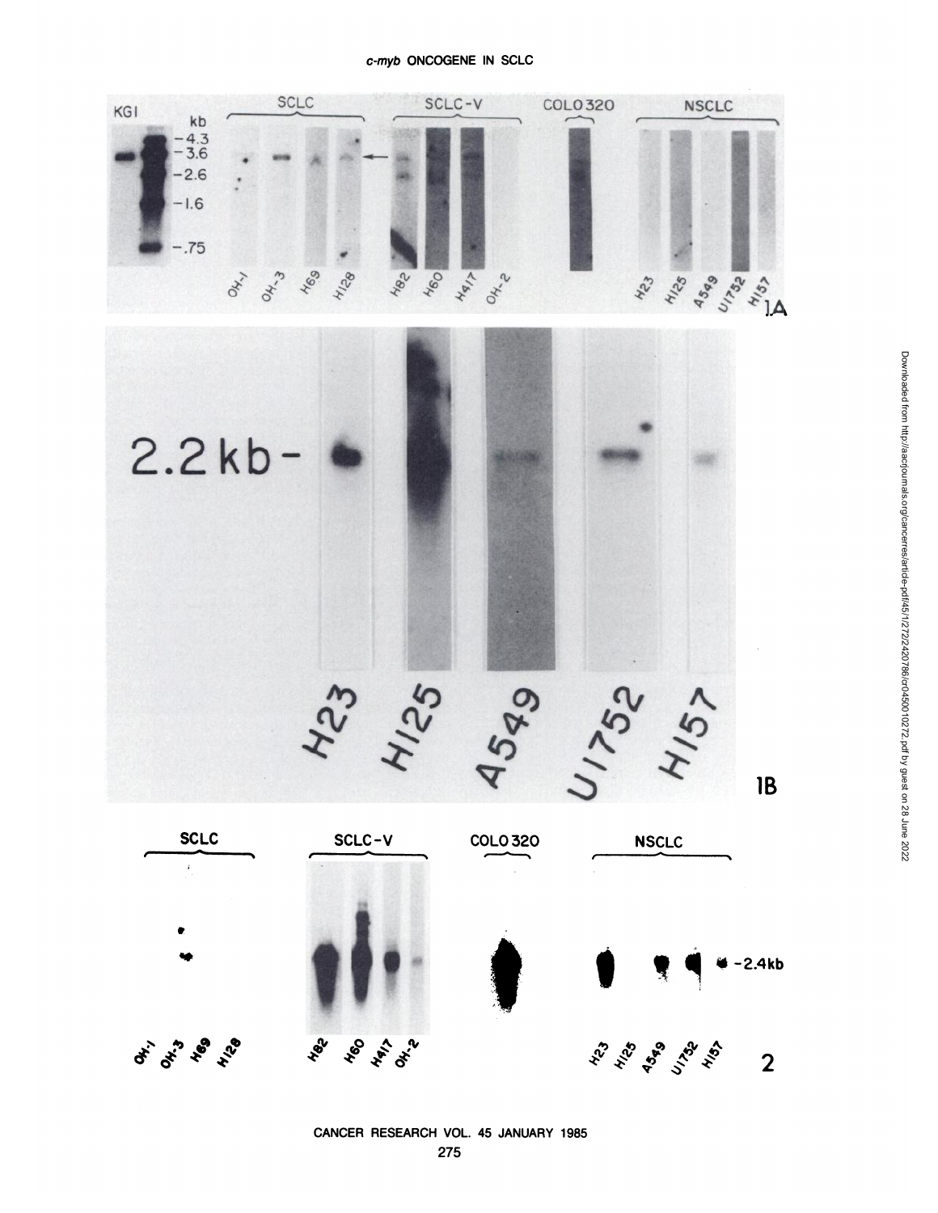KG1

kb

-4.3

-3.6

-2.6

-1.6

-.75

SCLC

OH-1 OH-3 H69 H128

SCLC-V

H82 H60 H417 OH-2

COLO 320

NSCLC

H23 H125 A549 U1752 H157

1A

2.2 kb-

H23 H125 A549 U1752 H157

1B

SCLC

OH-1 OH-3 H69 H128

SCLC-V

H82 H60 H417 OH-2

COLO 320

NSCLC

H23 H125 A549 U1752 H157

-2.4kb

2